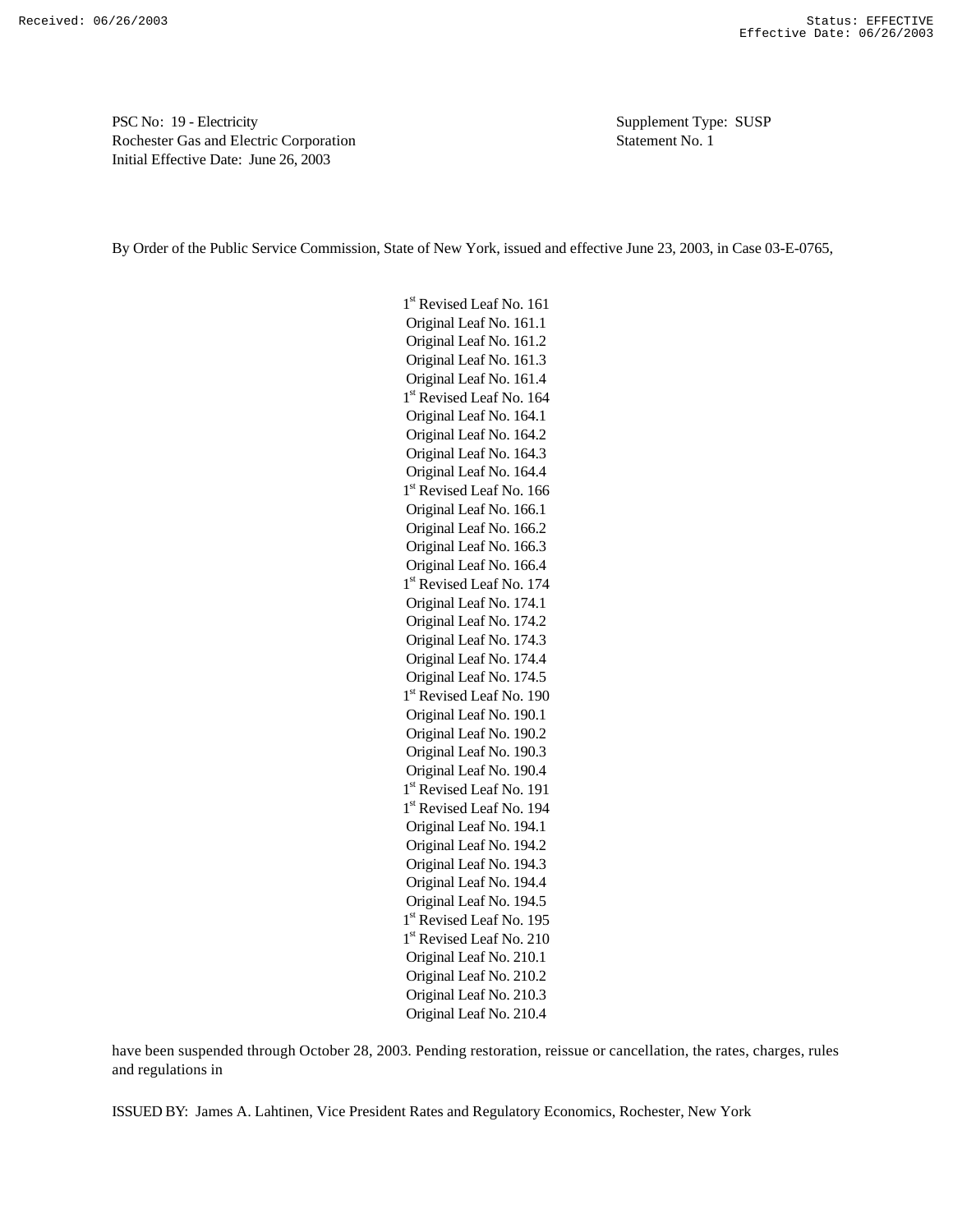Received: 06/26/2003 Status: EFFECTIVE
Effective Date: 06/26/2003

PSC No: 19 - Electricity
Rochester Gas and Electric Corporation
Initial Effective Date: June 26, 2003

Supplement Type: SUSP
Statement No. 1

By Order of the Public Service Commission, State of New York, issued and effective June 23, 2003, in Case 03-E-0765,

1st Revised Leaf No. 161
Original Leaf No. 161.1
Original Leaf No. 161.2
Original Leaf No. 161.3
Original Leaf No. 161.4
1st Revised Leaf No. 164
Original Leaf No. 164.1
Original Leaf No. 164.2
Original Leaf No. 164.3
Original Leaf No. 164.4
1st Revised Leaf No. 166
Original Leaf No. 166.1
Original Leaf No. 166.2
Original Leaf No. 166.3
Original Leaf No. 166.4
1st Revised Leaf No. 174
Original Leaf No. 174.1
Original Leaf No. 174.2
Original Leaf No. 174.3
Original Leaf No. 174.4
Original Leaf No. 174.5
1st Revised Leaf No. 190
Original Leaf No. 190.1
Original Leaf No. 190.2
Original Leaf No. 190.3
Original Leaf No. 190.4
1st Revised Leaf No. 191
1st Revised Leaf No. 194
Original Leaf No. 194.1
Original Leaf No. 194.2
Original Leaf No. 194.3
Original Leaf No. 194.4
Original Leaf No. 194.5
1st Revised Leaf No. 195
1st Revised Leaf No. 210
Original Leaf No. 210.1
Original Leaf No. 210.2
Original Leaf No. 210.3
Original Leaf No. 210.4

have been suspended through October 28, 2003. Pending restoration, reissue or cancellation, the rates, charges, rules and regulations in

ISSUED BY: James A. Lahtinen, Vice President Rates and Regulatory Economics, Rochester, New York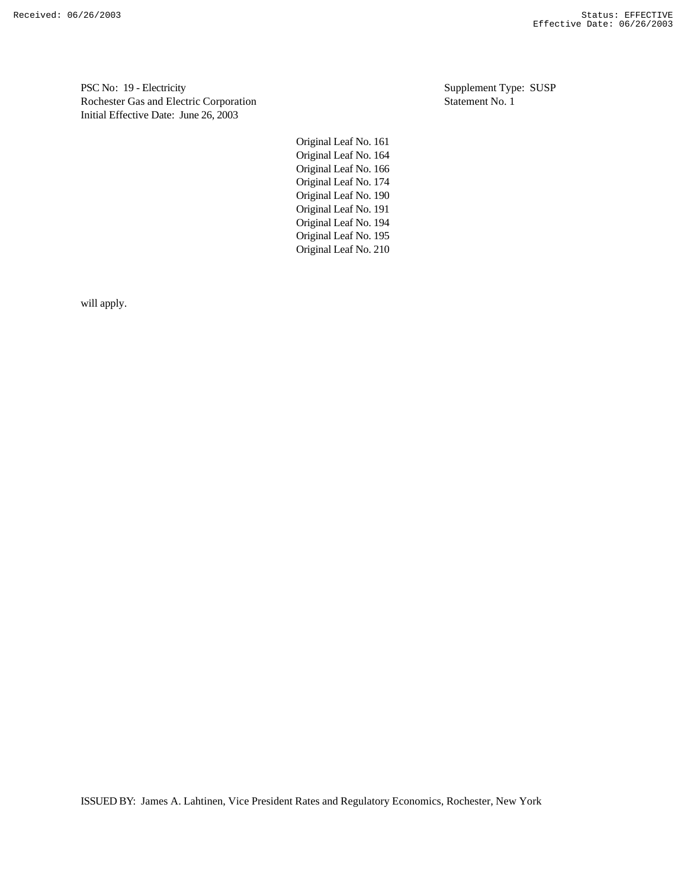PSC No: 19 - Electricity
Rochester Gas and Electric Corporation
Initial Effective Date: June 26, 2003

Supplement Type: SUSP
Statement No. 1

Original Leaf No. 161
Original Leaf No. 164
Original Leaf No. 166
Original Leaf No. 174
Original Leaf No. 190
Original Leaf No. 191
Original Leaf No. 194
Original Leaf No. 195
Original Leaf No. 210

will apply.

ISSUED BY: James A. Lahtinen, Vice President Rates and Regulatory Economics, Rochester, New York